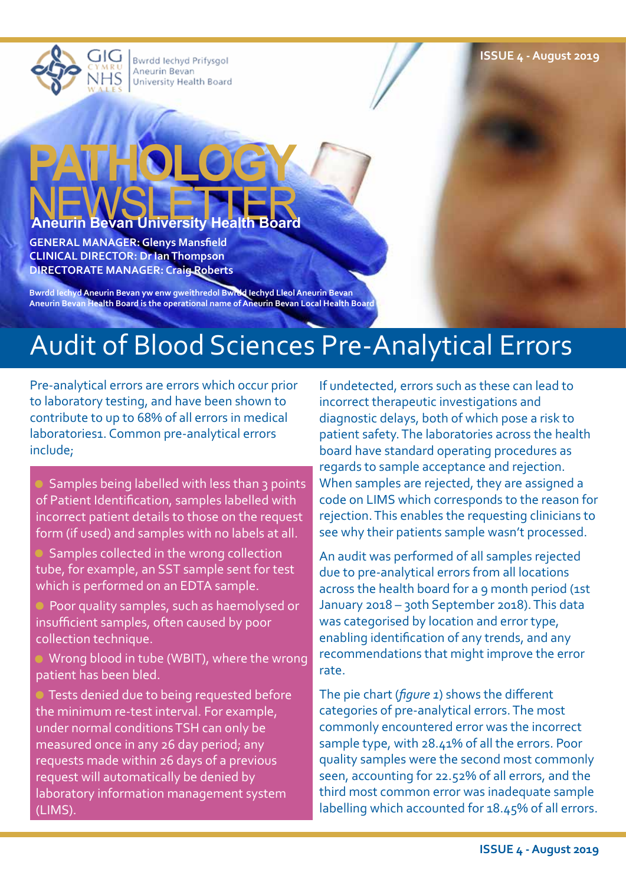GIG CYMRU NHS WALES | Bwrdd Iechyd Prifysgol Aneurin Bevan University Health Board

# PATHOLOGY NEWSLETTER

**Aneurin Bevan University Health Board**

**GENERAL MANAGER: Glenys Mansfield**
**CLINICAL DIRECTOR: Dr Ian Thompson**
**DIRECTORATE MANAGER: Craig Roberts**

**Bwrdd Iechyd Aneurin Bevan yw enw gweithredol Bwrdd Iechyd Lleol Aneurin Bevan**
**Aneurin Bevan Health Board is the operational name of Aneurin Bevan Local Health Board**

## Audit of Blood Sciences Pre-Analytical Errors

Pre-analytical errors are errors which occur prior to laboratory testing, and have been shown to contribute to up to 68% of all errors in medical laboratories1. Common pre-analytical errors include;

- Samples being labelled with less than 3 points of Patient Identification, samples labelled with incorrect patient details to those on the request form (if used) and samples with no labels at all.
- Samples collected in the wrong collection tube, for example, an SST sample sent for test which is performed on an EDTA sample.
- Poor quality samples, such as haemolysed or insufficient samples, often caused by poor collection technique.
- Wrong blood in tube (WBIT), where the wrong patient has been bled.
- Tests denied due to being requested before the minimum re-test interval. For example, under normal conditions TSH can only be measured once in any 26 day period; any requests made within 26 days of a previous request will automatically be denied by laboratory information management system (LIMS).

If undetected, errors such as these can lead to incorrect therapeutic investigations and diagnostic delays, both of which pose a risk to patient safety. The laboratories across the health board have standard operating procedures as regards to sample acceptance and rejection. When samples are rejected, they are assigned a code on LIMS which corresponds to the reason for rejection. This enables the requesting clinicians to see why their patients sample wasn't processed.

An audit was performed of all samples rejected due to pre-analytical errors from all locations across the health board for a 9 month period (1st January 2018 – 30th September 2018). This data was categorised by location and error type, enabling identification of any trends, and any recommendations that might improve the error rate.

The pie chart (*figure 1*) shows the different categories of pre-analytical errors. The most commonly encountered error was the incorrect sample type, with 28.41% of all the errors. Poor quality samples were the second most commonly seen, accounting for 22.52% of all errors, and the third most common error was inadequate sample labelling which accounted for 18.45% of all errors.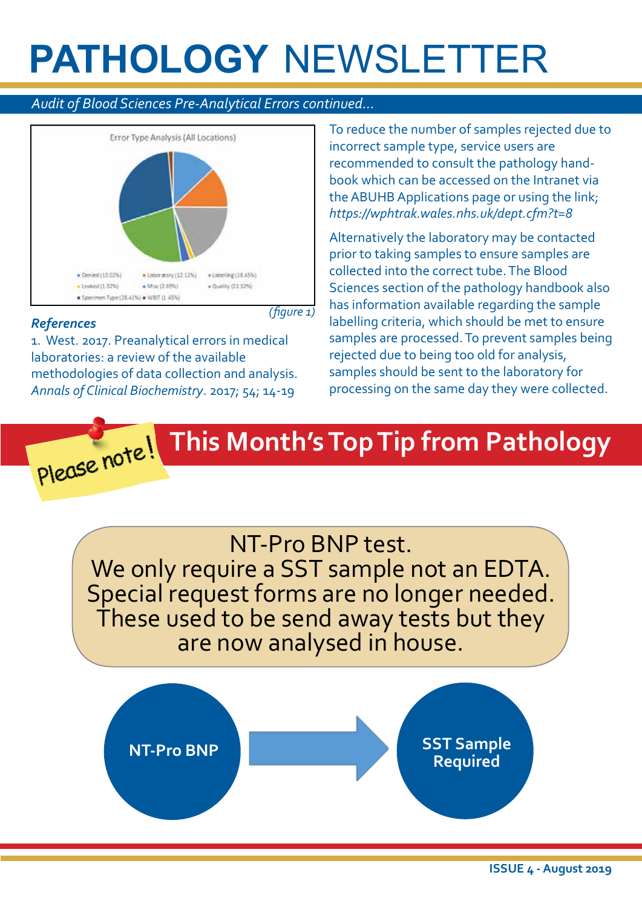# PATHOLOGY NEWSLETTER

*Audit of Blood Sciences Pre-Analytical Errors continued...*

Error Type Analysis (All Locations)

- Denied (13.02%)
- Laboratory (12.12%)
- Labelling (18.45%)
- Leaked (1.52%)
- Misc (2.69%)
- Quality (22.52%)
- Specimen Type (28.41%)
- WBIT (1.45%)

*(figure 1)*

***References***

1. West. 2017. Preanalytical errors in medical laboratories: a review of the available methodologies of data collection and analysis. *Annals of Clinical Biochemistry*. 2017; 54; 14-19

To reduce the number of samples rejected due to incorrect sample type, service users are recommended to consult the pathology handbook which can be accessed on the Intranet via the ABUHB Applications page or using the link; *https://wphtrak.wales.nhs.uk/dept.cfm?t=8*

Alternatively the laboratory may be contacted prior to taking samples to ensure samples are collected into the correct tube. The Blood Sciences section of the pathology handbook also has information available regarding the sample labelling criteria, which should be met to ensure samples are processed. To prevent samples being rejected due to being too old for analysis, samples should be sent to the laboratory for processing on the same day they were collected.

Please note!

## This Month's Top Tip from Pathology

NT-Pro BNP test.
We only require a SST sample not an EDTA.
Special request forms are no longer needed.
These used to be send away tests but they are now analysed in house.

**NT-Pro BNP** → **SST Sample Required**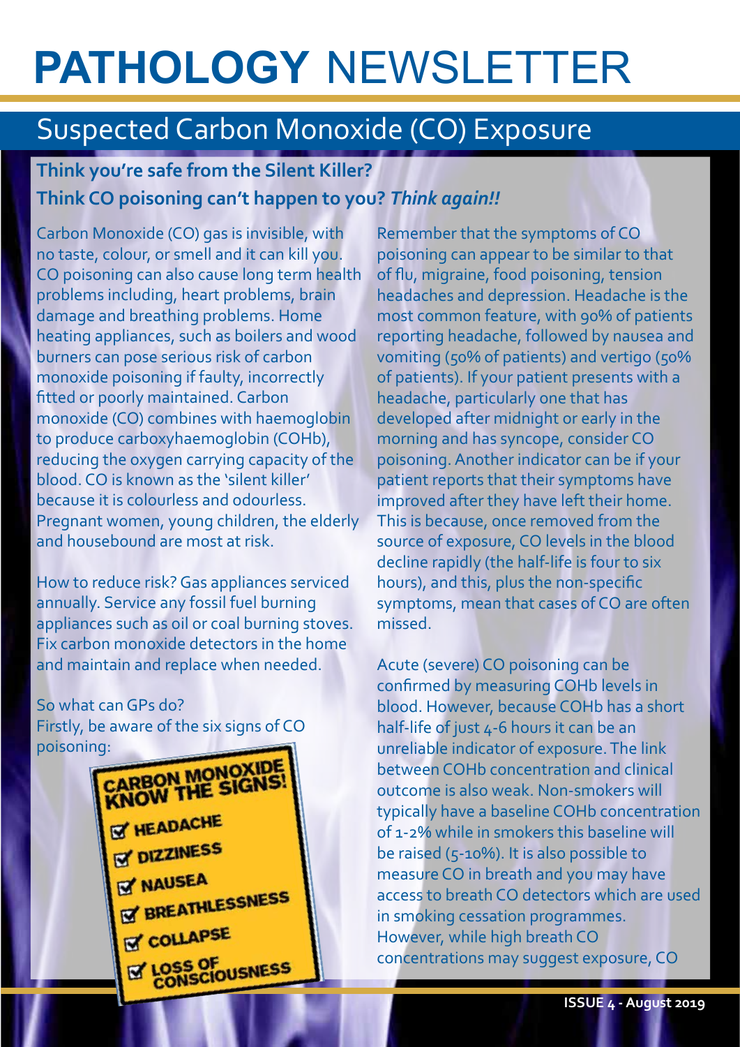# PATHOLOGY NEWSLETTER

## Suspected Carbon Monoxide (CO) Exposure

**Think you're safe from the Silent Killer?**
**Think CO poisoning can't happen to you?** ***Think again!!***

Carbon Monoxide (CO) gas is invisible, with no taste, colour, or smell and it can kill you. CO poisoning can also cause long term health problems including, heart problems, brain damage and breathing problems. Home heating appliances, such as boilers and wood burners can pose serious risk of carbon monoxide poisoning if faulty, incorrectly fitted or poorly maintained. Carbon monoxide (CO) combines with haemoglobin to produce carboxyhaemoglobin (COHb), reducing the oxygen carrying capacity of the blood. CO is known as the 'silent killer' because it is colourless and odourless. Pregnant women, young children, the elderly and housebound are most at risk.

How to reduce risk? Gas appliances serviced annually. Service any fossil fuel burning appliances such as oil or coal burning stoves. Fix carbon monoxide detectors in the home and maintain and replace when needed.

So what can GPs do?
Firstly, be aware of the six signs of CO poisoning:

**CARBON MONOXIDE KNOW THE SIGNS!**

- ☑ HEADACHE
- ☑ DIZZINESS
- ☑ NAUSEA
- ☑ BREATHLESSNESS
- ☑ COLLAPSE
- ☑ LOSS OF CONSCIOUSNESS

Remember that the symptoms of CO poisoning can appear to be similar to that of flu, migraine, food poisoning, tension headaches and depression. Headache is the most common feature, with 90% of patients reporting headache, followed by nausea and vomiting (50% of patients) and vertigo (50% of patients). If your patient presents with a headache, particularly one that has developed after midnight or early in the morning and has syncope, consider CO poisoning. Another indicator can be if your patient reports that their symptoms have improved after they have left their home. This is because, once removed from the source of exposure, CO levels in the blood decline rapidly (the half-life is four to six hours), and this, plus the non-specific symptoms, mean that cases of CO are often missed.

Acute (severe) CO poisoning can be confirmed by measuring COHb levels in blood. However, because COHb has a short half-life of just 4-6 hours it can be an unreliable indicator of exposure. The link between COHb concentration and clinical outcome is also weak. Non-smokers will typically have a baseline COHb concentration of 1-2% while in smokers this baseline will be raised (5-10%). It is also possible to measure CO in breath and you may have access to breath CO detectors which are used in smoking cessation programmes. However, while high breath CO concentrations may suggest exposure, CO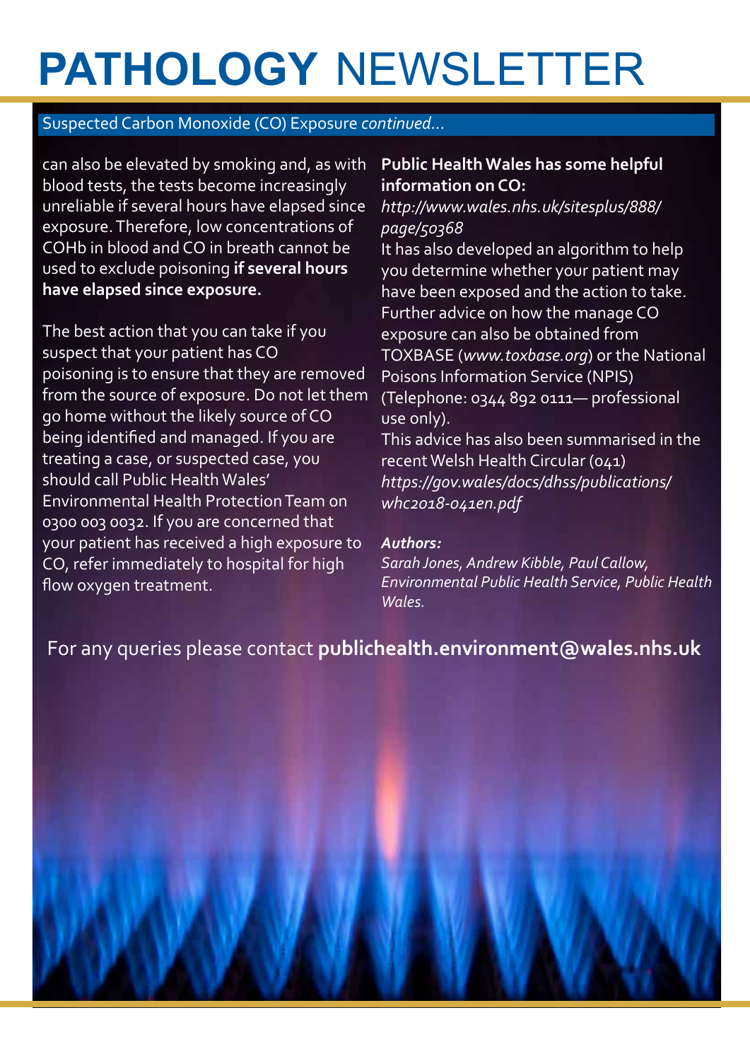# PATHOLOGY NEWSLETTER

Suspected Carbon Monoxide (CO) Exposure *continued...*

can also be elevated by smoking and, as with blood tests, the tests become increasingly unreliable if several hours have elapsed since exposure. Therefore, low concentrations of COHb in blood and CO in breath cannot be used to exclude poisoning **if several hours have elapsed since exposure.**

The best action that you can take if you suspect that your patient has CO poisoning is to ensure that they are removed from the source of exposure. Do not let them go home without the likely source of CO being identified and managed. If you are treating a case, or suspected case, you should call Public Health Wales' Environmental Health Protection Team on 0300 003 0032. If you are concerned that your patient has received a high exposure to CO, refer immediately to hospital for high flow oxygen treatment.

**Public Health Wales has some helpful information on CO:**
*http://www.wales.nhs.uk/sitesplus/888/page/50368*
It has also developed an algorithm to help you determine whether your patient may have been exposed and the action to take. Further advice on how the manage CO exposure can also be obtained from TOXBASE (*www.toxbase.org*) or the National Poisons Information Service (NPIS) (Telephone: 0344 892 0111— professional use only).
This advice has also been summarised in the recent Welsh Health Circular (041) *https://gov.wales/docs/dhss/publications/whc2018-041en.pdf*

***Authors:***
*Sarah Jones, Andrew Kibble, Paul Callow, Environmental Public Health Service, Public Health Wales.*

For any queries please contact **publichealth.environment@wales.nhs.uk**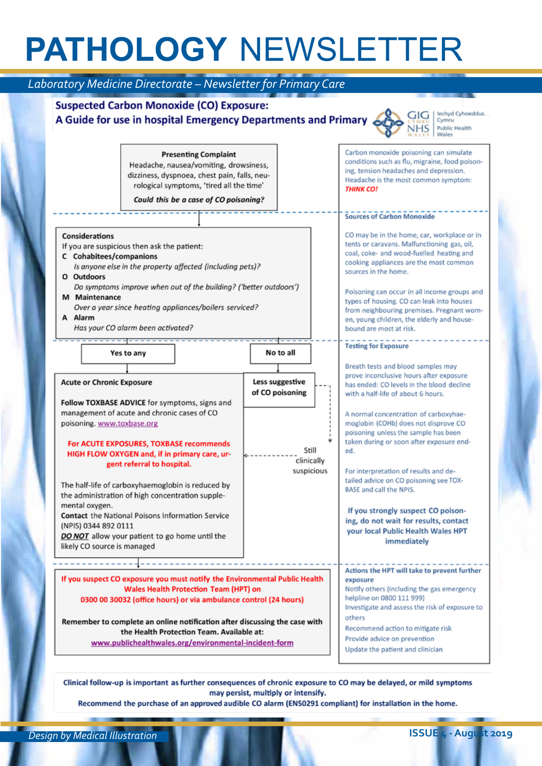# PATHOLOGY NEWSLETTER

*Laboratory Medicine Directorate – Newsletter for Primary Care*

## Suspected Carbon Monoxide (CO) Exposure: A Guide for use in hospital Emergency Departments and Primary

GIG CYMRU NHS WALES | Iechyd Cyhoeddus Cymru Public Health Wales

**Presenting Complaint**

Headache, nausea/vomiting, drowsiness, dizziness, dyspnoea, chest pain, falls, neurological symptoms, 'tired all the time'

***Could this be a case of CO poisoning?***

**Considerations**

If you are suspicious then ask the patient:

- **C Cohabitees/companions**
  *Is anyone else in the property affected (including pets)?*
- **O Outdoors**
  *Do symptoms improve when out of the building? ('better outdoors')*
- **M Maintenance**
  *Over a year since heating appliances/boilers serviced?*
- **A Alarm**
  *Has your CO alarm been activated?*

**Yes to any** → **Acute or Chronic Exposure**

**No to all** → **Less suggestive of CO poisoning** → Still clinically suspicious → Acute or Chronic Exposure

**Acute or Chronic Exposure**

**Follow TOXBASE ADVICE** for symptoms, signs and management of acute and chronic cases of CO poisoning. www.toxbase.org

**For ACUTE EXPOSURES, TOXBASE recommends HIGH FLOW OXYGEN and, if in primary care, urgent referral to hospital.**

The half-life of carboxyhaemoglobin is reduced by the administration of high concentration supplemental oxygen.

**Contact** the National Poisons Information Service (NPIS) 0344 892 0111

***DO NOT*** allow your patient to go home until the likely CO source is managed

**If you suspect CO exposure you must notify the Environmental Public Health Wales Health Protection Team (HPT) on 0300 00 30032 (office hours) or via ambulance control (24 hours)**

**Remember to complete an online notification after discussing the case with the Health Protection Team. Available at: www.publichealthwales.org/environmental-incident-form**

---

Carbon monoxide poisoning can simulate conditions such as flu, migraine, food poisoning, tension headaches and depression. Headache is the most common symptom: ***THINK CO!***

**Sources of Carbon Monoxide**

CO may be in the home, car, workplace or in tents or caravans. Malfunctioning gas, oil, coal, coke- and wood-fuelled heating and cooking appliances are the most common sources in the home.

Poisoning can occur in all income groups and types of housing. CO can leak into houses from neighbouring premises. Pregnant women, young children, the elderly and housebound are most at risk.

**Testing for Exposure**

Breath tests and blood samples may prove inconclusive hours after exposure has ended: CO levels in the blood decline with a half-life of about 6 hours.

A normal concentration of carboxyhaemoglobin (COHb) does not disprove CO poisoning unless the sample has been taken during or soon after exposure ended.

For interpretation of results and detailed advice on CO poisoning see TOXBASE and call the NPIS.

**If you strongly suspect CO poisoning, do not wait for results, contact your local Public Health Wales HPT immediately**

**Actions the HPT will take to prevent further exposure**

- Notify others (including the gas emergency helpline on 0800 111 999)
- Investigate and assess the risk of exposure to others
- Recommend action to mitigate risk
- Provide advice on prevention
- Update the patient and clinician

---

**Clinical follow-up is important as further consequences of chronic exposure to CO may be delayed, or mild symptoms may persist, multiply or intensify.**

**Recommend the purchase of an approved audible CO alarm (EN50291 compliant) for installation in the home.**

*Design by Medical Illustration*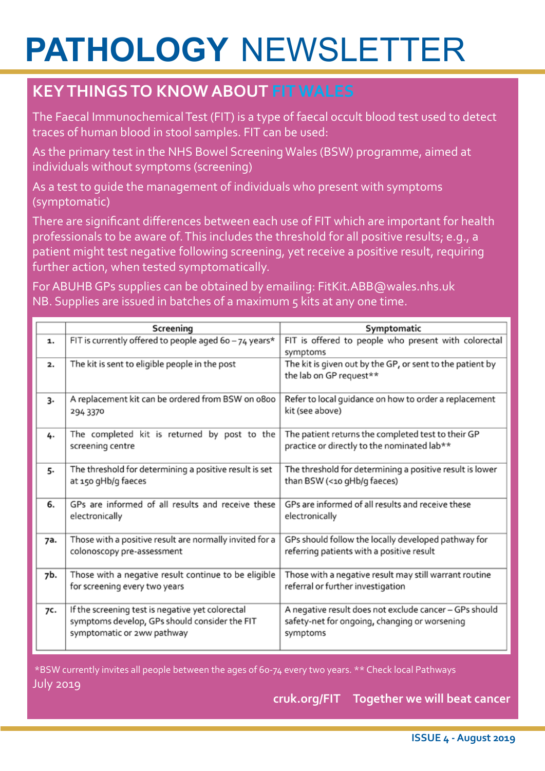# PATHOLOGY NEWSLETTER

## KEY THINGS TO KNOW ABOUT FIT WALES

The Faecal Immunochemical Test (FIT) is a type of faecal occult blood test used to detect traces of human blood in stool samples. FIT can be used:

As the primary test in the NHS Bowel Screening Wales (BSW) programme, aimed at individuals without symptoms (screening)

As a test to guide the management of individuals who present with symptoms (symptomatic)

There are significant differences between each use of FIT which are important for health professionals to be aware of. This includes the threshold for all positive results; e.g., a patient might test negative following screening, yet receive a positive result, requiring further action, when tested symptomatically.

For ABUHB GPs supplies can be obtained by emailing: FitKit.ABB@wales.nhs.uk
NB. Supplies are issued in batches of a maximum 5 kits at any one time.

| | Screening | Symptomatic |
|---|---|---|
| 1. | FIT is currently offered to people aged 60 – 74 years* | FIT is offered to people who present with colorectal symptoms |
| 2. | The kit is sent to eligible people in the post | The kit is given out by the GP, or sent to the patient by the lab on GP request** |
| 3. | A replacement kit can be ordered from BSW on 0800 294 3370 | Refer to local guidance on how to order a replacement kit (see above) |
| 4. | The completed kit is returned by post to the screening centre | The patient returns the completed test to their GP practice or directly to the nominated lab** |
| 5. | The threshold for determining a positive result is set at 150 gHb/g faeces | The threshold for determining a positive result is lower than BSW (<10 gHb/g faeces) |
| 6. | GPs are informed of all results and receive these electronically | GPs are informed of all results and receive these electronically |
| 7a. | Those with a positive result are normally invited for a colonoscopy pre-assessment | GPs should follow the locally developed pathway for referring patients with a positive result |
| 7b. | Those with a negative result continue to be eligible for screening every two years | Those with a negative result may still warrant routine referral or further investigation |
| 7c. | If the screening test is negative yet colorectal symptoms develop, GPs should consider the FIT symptomatic or 2ww pathway | A negative result does not exclude cancer – GPs should safety-net for ongoing, changing or worsening symptoms |

*BSW currently invites all people between the ages of 60-74 every two years. ** Check local Pathways

July 2019

**cruk.org/FIT Together we will beat cancer**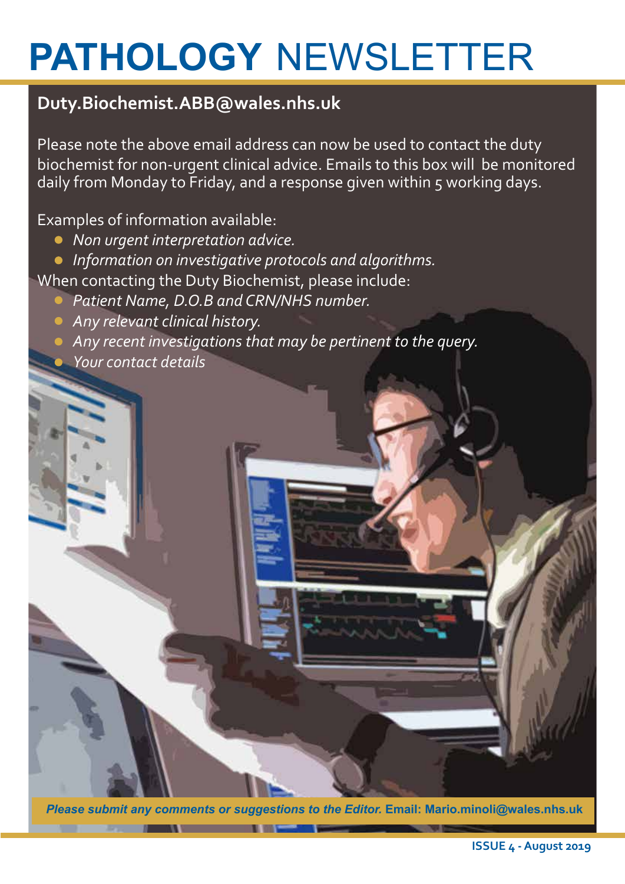# **PATHOLOGY** NEWSLETTER

## Duty.Biochemist.ABB@wales.nhs.uk

Please note the above email address can now be used to contact the duty biochemist for non-urgent clinical advice. Emails to this box will be monitored daily from Monday to Friday, and a response given within 5 working days.

Examples of information available:

- *Non urgent interpretation advice.*
- *Information on investigative protocols and algorithms.*

When contacting the Duty Biochemist, please include:

- *Patient Name, D.O.B and CRN/NHS number.*
- *Any relevant clinical history.*
- *Any recent investigations that may be pertinent to the query.*
- *Your contact details*

***Please submit any comments or suggestions to the Editor.*** **Email: Mario.minoli@wales.nhs.uk**

**ISSUE 4 - August 2019**